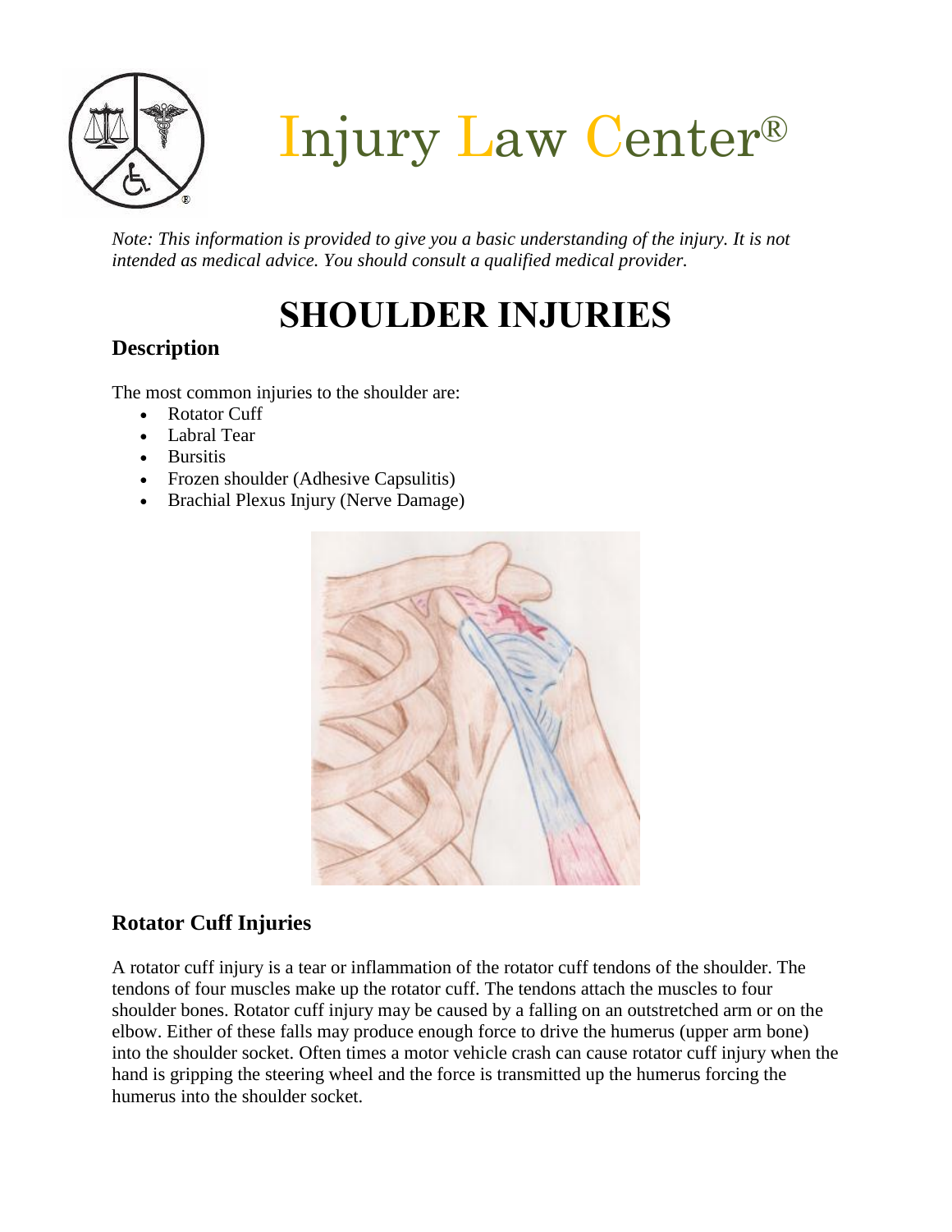# Injury Law Center®

*Note: This information is provided to give you a basic understanding of the injury. It is not intended as medical advice. You should consult a qualified medical provider.*

# SHOULDER INJURIES

## Description

The most common injuries to the shoulder are:

- Rotator Cuff
- Labral Tear
- Bursitis
- Frozen shoulder (Adhesive Capsulitis)
- Brachial Plexus Injury (Nerve Damage)

## Rotator Cuff Injuries

A rotator cuff injury is a tear or inflammation of the rotator cuff tendons of the shoulder. The tendons of four muscles make up the rotator cuff. The tendons attach the muscles to four shoulder bones. Rotator cuff injury may be caused by a falling on an outstretched arm or on the elbow. Either of these falls may produce enough force to drive the humerus (upper arm bone) into the shoulder socket. Often times a motor vehicle crash can cause rotator cuff injury when the hand is gripping the steering wheel and the force is transmitted up the humerus forcing the humerus into the shoulder socket.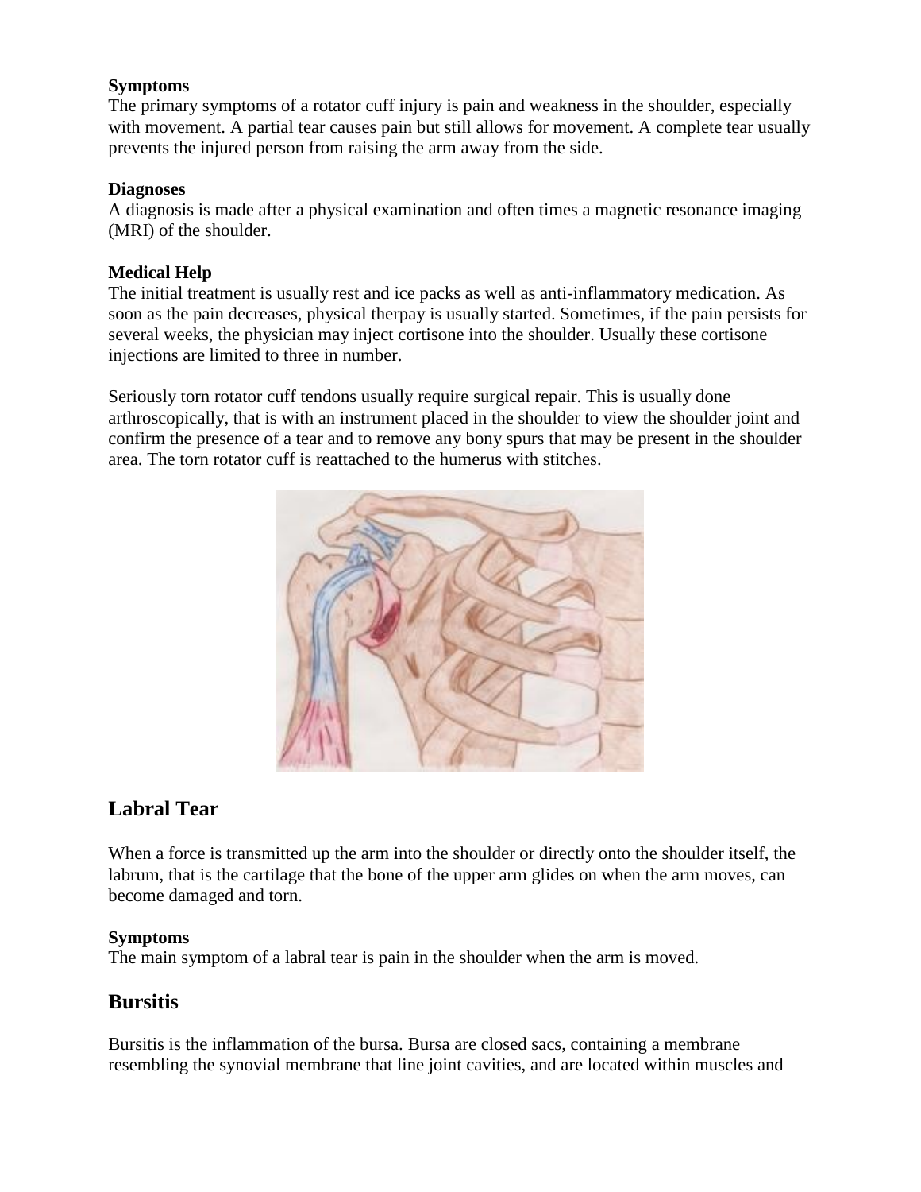**Symptoms**
The primary symptoms of a rotator cuff injury is pain and weakness in the shoulder, especially with movement. A partial tear causes pain but still allows for movement. A complete tear usually prevents the injured person from raising the arm away from the side.

**Diagnoses**
A diagnosis is made after a physical examination and often times a magnetic resonance imaging (MRI) of the shoulder.

**Medical Help**
The initial treatment is usually rest and ice packs as well as anti-inflammatory medication. As soon as the pain decreases, physical therpay is usually started. Sometimes, if the pain persists for several weeks, the physician may inject cortisone into the shoulder. Usually these cortisone injections are limited to three in number.

Seriously torn rotator cuff tendons usually require surgical repair. This is usually done arthroscopically, that is with an instrument placed in the shoulder to view the shoulder joint and confirm the presence of a tear and to remove any bony spurs that may be present in the shoulder area. The torn rotator cuff is reattached to the humerus with stitches.

## Labral Tear

When a force is transmitted up the arm into the shoulder or directly onto the shoulder itself, the labrum, that is the cartilage that the bone of the upper arm glides on when the arm moves, can become damaged and torn.

**Symptoms**
The main symptom of a labral tear is pain in the shoulder when the arm is moved.

## Bursitis

Bursitis is the inflammation of the bursa. Bursa are closed sacs, containing a membrane resembling the synovial membrane that line joint cavities, and are located within muscles and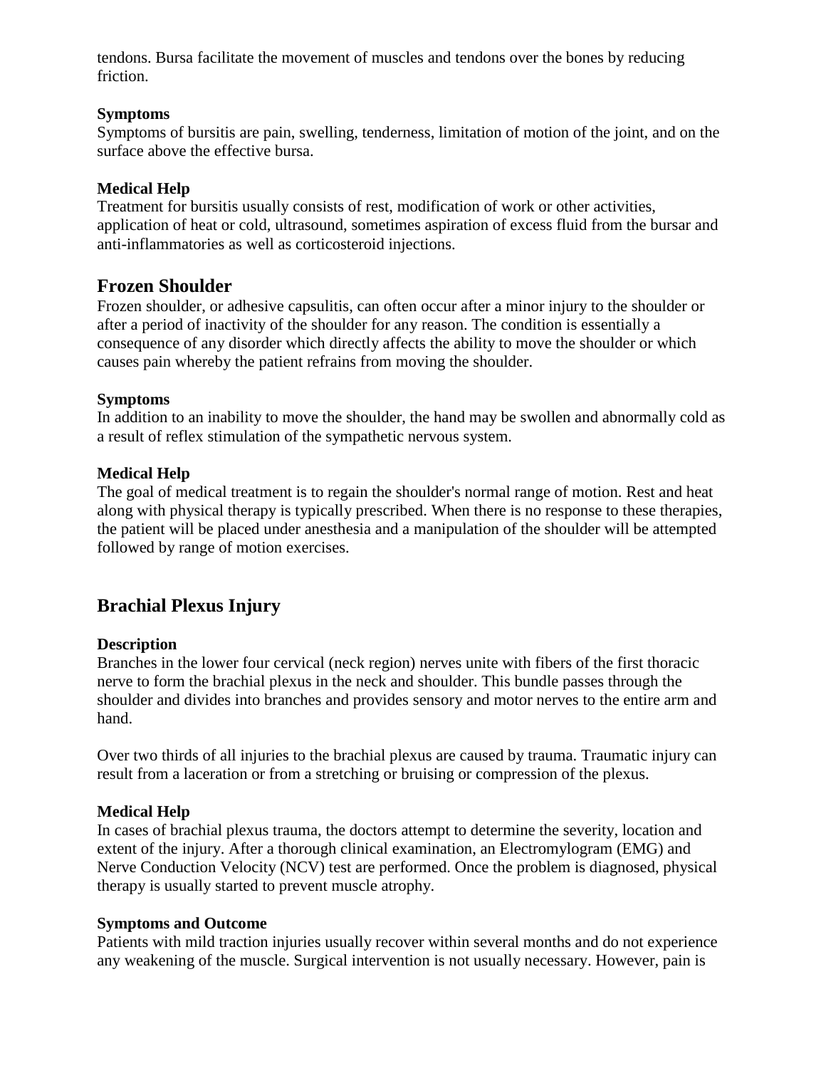tendons. Bursa facilitate the movement of muscles and tendons over the bones by reducing friction.

**Symptoms**

Symptoms of bursitis are pain, swelling, tenderness, limitation of motion of the joint, and on the surface above the effective bursa.

**Medical Help**

Treatment for bursitis usually consists of rest, modification of work or other activities, application of heat or cold, ultrasound, sometimes aspiration of excess fluid from the bursar and anti-inflammatories as well as corticosteroid injections.

## Frozen Shoulder

Frozen shoulder, or adhesive capsulitis, can often occur after a minor injury to the shoulder or after a period of inactivity of the shoulder for any reason. The condition is essentially a consequence of any disorder which directly affects the ability to move the shoulder or which causes pain whereby the patient refrains from moving the shoulder.

**Symptoms**

In addition to an inability to move the shoulder, the hand may be swollen and abnormally cold as a result of reflex stimulation of the sympathetic nervous system.

**Medical Help**

The goal of medical treatment is to regain the shoulder's normal range of motion. Rest and heat along with physical therapy is typically prescribed. When there is no response to these therapies, the patient will be placed under anesthesia and a manipulation of the shoulder will be attempted followed by range of motion exercises.

## Brachial Plexus Injury

**Description**

Branches in the lower four cervical (neck region) nerves unite with fibers of the first thoracic nerve to form the brachial plexus in the neck and shoulder. This bundle passes through the shoulder and divides into branches and provides sensory and motor nerves to the entire arm and hand.

Over two thirds of all injuries to the brachial plexus are caused by trauma. Traumatic injury can result from a laceration or from a stretching or bruising or compression of the plexus.

**Medical Help**

In cases of brachial plexus trauma, the doctors attempt to determine the severity, location and extent of the injury. After a thorough clinical examination, an Electromylogram (EMG) and Nerve Conduction Velocity (NCV) test are performed. Once the problem is diagnosed, physical therapy is usually started to prevent muscle atrophy.

**Symptoms and Outcome**

Patients with mild traction injuries usually recover within several months and do not experience any weakening of the muscle. Surgical intervention is not usually necessary. However, pain is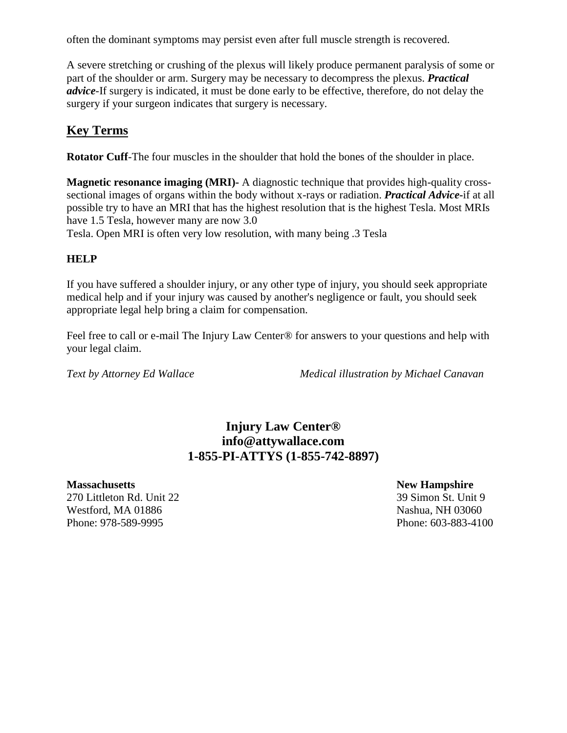often the dominant symptoms may persist even after full muscle strength is recovered.

A severe stretching or crushing of the plexus will likely produce permanent paralysis of some or part of the shoulder or arm. Surgery may be necessary to decompress the plexus. ***Practical advice***-If surgery is indicated, it must be done early to be effective, therefore, do not delay the surgery if your surgeon indicates that surgery is necessary.

## Key Terms

**Rotator Cuff**-The four muscles in the shoulder that hold the bones of the shoulder in place.

**Magnetic resonance imaging (MRI)-** A diagnostic technique that provides high-quality cross-sectional images of organs within the body without x-rays or radiation. ***Practical Advice***-if at all possible try to have an MRI that has the highest resolution that is the highest Tesla. Most MRIs have 1.5 Tesla, however many are now 3.0
Tesla. Open MRI is often very low resolution, with many being .3 Tesla

**HELP**

If you have suffered a shoulder injury, or any other type of injury, you should seek appropriate medical help and if your injury was caused by another's negligence or fault, you should seek appropriate legal help bring a claim for compensation.

Feel free to call or e-mail The Injury Law Center® for answers to your questions and help with your legal claim.

*Text by Attorney Ed Wallace*

*Medical illustration by Michael Canavan*

**Injury Law Center®**
**info@attywallace.com**
**1-855-PI-ATTYS (1-855-742-8897)**

**Massachusetts**
270 Littleton Rd. Unit 22
Westford, MA 01886
Phone: 978-589-9995

**New Hampshire**
39 Simon St. Unit 9
Nashua, NH 03060
Phone: 603-883-4100